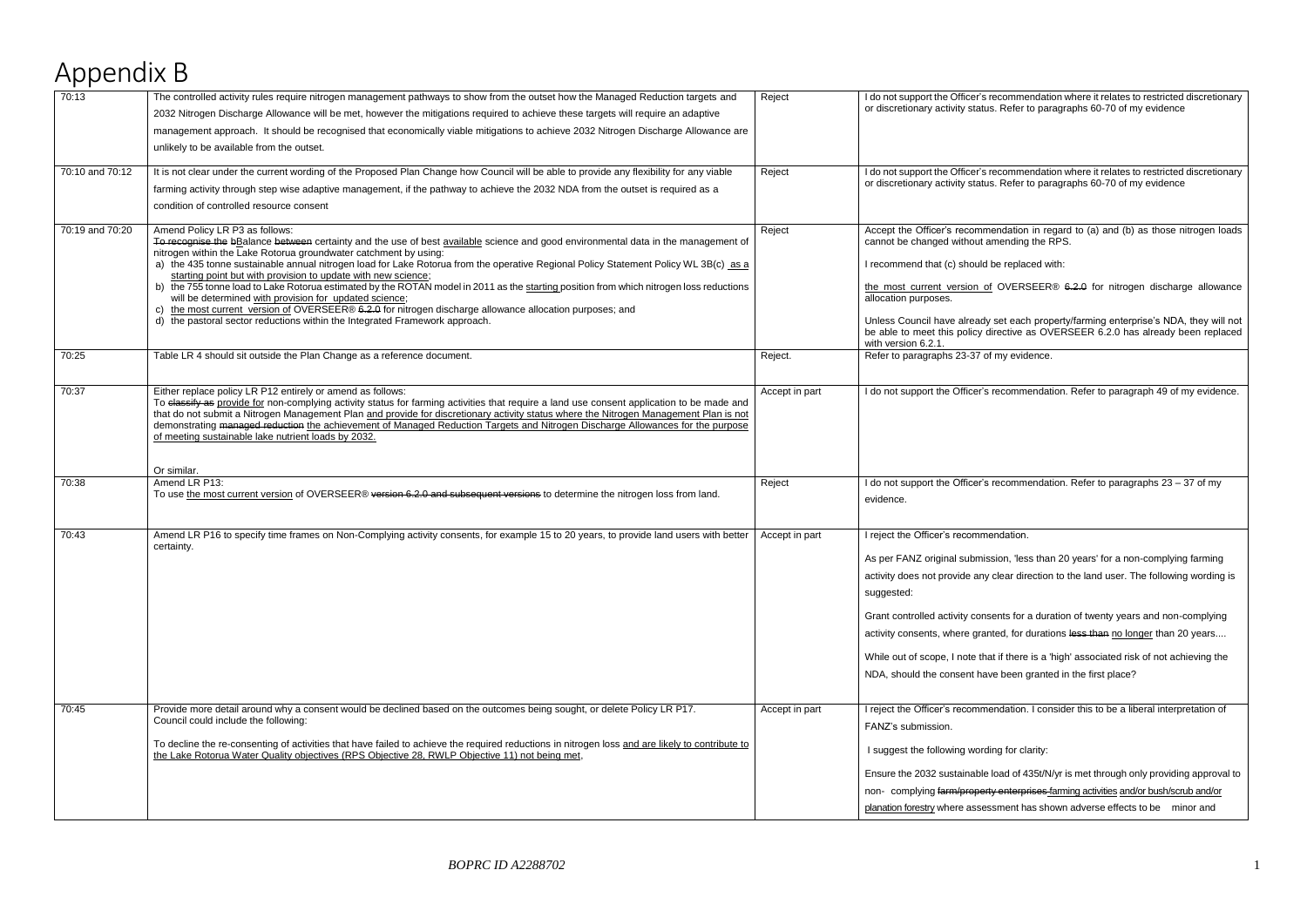# Appendix B

| | | | |
|---|---|---|---|
| 70:13 | The controlled activity rules require nitrogen management pathways to show from the outset how the Managed Reduction targets and 2032 Nitrogen Discharge Allowance will be met, however the mitigations required to achieve these targets will require an adaptive management approach. It should be recognised that economically viable mitigations to achieve 2032 Nitrogen Discharge Allowance are unlikely to be available from the outset. | Reject | I do not support the Officer's recommendation where it relates to restricted discretionary or discretionary activity status. Refer to paragraphs 60-70 of my evidence |
| 70:10 and 70:12 | It is not clear under the current wording of the Proposed Plan Change how Council will be able to provide any flexibility for any viable farming activity through step wise adaptive management, if the pathway to achieve the 2032 NDA from the outset is required as a condition of controlled resource consent | Reject | I do not support the Officer's recommendation where it relates to restricted discretionary or discretionary activity status. Refer to paragraphs 60-70 of my evidence |
| 70:19 and 70:20 | Amend Policy LR P3 as follows:<br>~~To recognise the b~~<u>B</u>alance ~~between~~ certainty and the use of best <u>available</u> science and good environmental data in the management of nitrogen within the Lake Rotorua groundwater catchment by using:<br>a) the 435 tonne sustainable annual nitrogen load for Lake Rotorua from the operative Regional Policy Statement Policy WL 3B(c) <u>as a starting point but with provision to update with new science</u>;<br>b) the 755 tonne load to Lake Rotorua estimated by the ROTAN model in 2011 as the <u>starting</u> position from which nitrogen loss reductions will be determined <u>with provision for updated science</u>;<br>c) <u>the most current version of</u> OVERSEER® ~~6.2.0~~ for nitrogen discharge allowance allocation purposes; and<br>d) the pastoral sector reductions within the Integrated Framework approach. | Reject | Accept the Officer's recommendation in regard to (a) and (b) as those nitrogen loads cannot be changed without amending the RPS.<br><br>I recommend that (c) should be replaced with:<br><br><u>the most current version of</u> OVERSEER® ~~6.2.0~~ for nitrogen discharge allowance allocation purposes.<br><br>Unless Council have already set each property/farming enterprise's NDA, they will not be able to meet this policy directive as OVERSEER 6.2.0 has already been replaced with version 6.2.1. |
| 70:25 | Table LR 4 should sit outside the Plan Change as a reference document. | Reject. | Refer to paragraphs 23-37 of my evidence. |
| 70:37 | Either replace policy LR P12 entirely or amend as follows:<br>To ~~classify as~~ <u>provide for</u> non-complying activity status for farming activities that require a land use consent application to be made and that do not submit a Nitrogen Management Plan <u>and provide for discretionary activity status where the Nitrogen Management Plan is not</u> demonstrating ~~managed reduction~~ <u>the achievement of Managed Reduction Targets and Nitrogen Discharge Allowances for the purpose of meeting sustainable lake nutrient loads by 2032.</u><br><br>Or similar. | Accept in part | I do not support the Officer's recommendation. Refer to paragraph 49 of my evidence. |
| 70:38 | Amend LR P13:<br>To use <u>the most current version</u> of OVERSEER® ~~version 6.2.0 and subsequent versions~~ to determine the nitrogen loss from land. | Reject | I do not support the Officer's recommendation. Refer to paragraphs 23 – 37 of my evidence. |
| 70:43 | Amend LR P16 to specify time frames on Non-Complying activity consents, for example 15 to 20 years, to provide land users with better certainty. | Accept in part | I reject the Officer's recommendation.<br><br>As per FANZ original submission, 'less than 20 years' for a non-complying farming activity does not provide any clear direction to the land user. The following wording is suggested:<br><br>Grant controlled activity consents for a duration of twenty years and non-complying activity consents, where granted, for durations ~~less than~~ <u>no longer</u> than 20 years....<br><br>While out of scope, I note that if there is a 'high' associated risk of not achieving the NDA, should the consent have been granted in the first place? |
| 70:45 | Provide more detail around why a consent would be declined based on the outcomes being sought, or delete Policy LR P17.<br>Council could include the following:<br><br>To decline the re-consenting of activities that have failed to achieve the required reductions in nitrogen loss <u>and are likely to contribute to the Lake Rotorua Water Quality objectives (RPS Objective 28, RWLP Objective 11) not being met</u>, | Accept in part | I reject the Officer's recommendation. I consider this to be a liberal interpretation of FANZ's submission.<br><br>I suggest the following wording for clarity:<br><br>Ensure the 2032 sustainable load of 435t/N/yr is met through only providing approval to non- complying ~~farm/property enterprises~~ <u>farming activities and/or bush/scrub and/or planation forestry</u> where assessment has shown adverse effects to be minor and |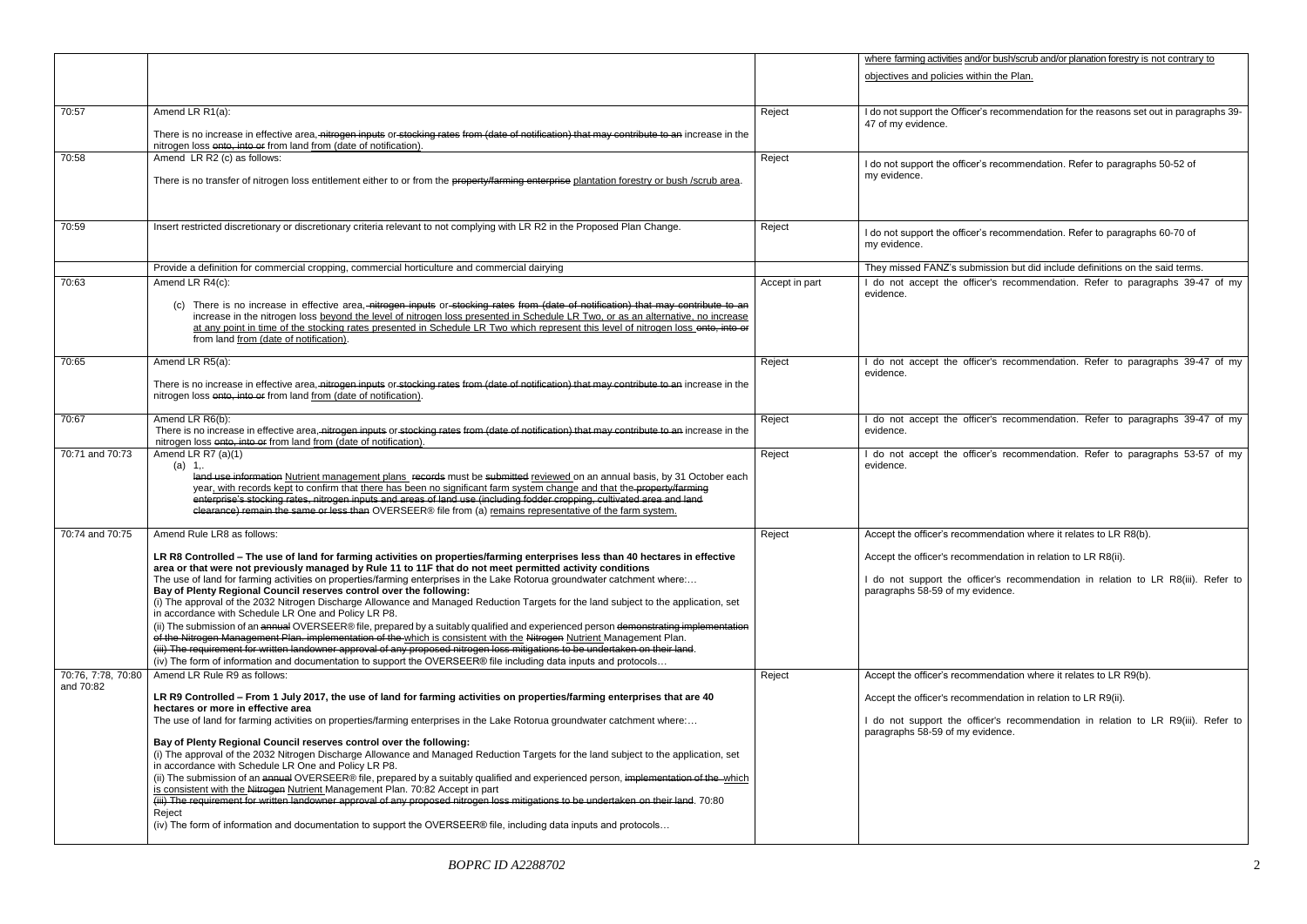|  |  |  | where farming activities and/or bush/scrub and/or planation forestry is not contrary to objectives and policies within the Plan. |
|---|---|---|---|
| 70:57 | Amend LR R1(a):<br><br>There is no increase in effective area, ~~nitrogen inputs~~ or ~~stocking rates from (date of notification) that may contribute to an~~ increase in the nitrogen loss ~~onto, into or~~ from land from (date of notification). | Reject | I do not support the Officer's recommendation for the reasons set out in paragraphs 39-47 of my evidence. |
| 70:58 | Amend LR R2 (c) as follows:<br><br>There is no transfer of nitrogen loss entitlement either to or from the ~~property/farming enterprise~~ plantation forestry or bush /scrub area. | Reject | I do not support the officer's recommendation. Refer to paragraphs 50-52 of my evidence. |
| 70:59 | Insert restricted discretionary or discretionary criteria relevant to not complying with LR R2 in the Proposed Plan Change. | Reject | I do not support the officer's recommendation. Refer to paragraphs 60-70 of my evidence. |
|  | Provide a definition for commercial cropping, commercial horticulture and commercial dairying |  | They missed FANZ's submission but did include definitions on the said terms. |
| 70:63 | Amend LR R4(c):<br><br>(c) There is no increase in effective area, ~~nitrogen inputs~~ or ~~stocking rates from (date of notification) that may contribute to an~~ increase in the nitrogen loss beyond the level of nitrogen loss presented in Schedule LR Two, or as an alternative, no increase at any point in time of the stocking rates presented in Schedule LR Two which represent this level of nitrogen loss ~~onto, into or~~ from land from (date of notification). | Accept in part | I do not accept the officer's recommendation. Refer to paragraphs 39-47 of my evidence. |
| 70:65 | Amend LR R5(a):<br><br>There is no increase in effective area, ~~nitrogen inputs~~ or ~~stocking rates from (date of notification) that may contribute to an~~ increase in the nitrogen loss ~~onto, into or~~ from land from (date of notification). | Reject | I do not accept the officer's recommendation. Refer to paragraphs 39-47 of my evidence. |
| 70:67 | Amend LR R6(b):<br>There is no increase in effective area, ~~nitrogen inputs~~ or ~~stocking rates from (date of notification) that may contribute to an~~ increase in the nitrogen loss ~~onto, into or~~ from land from (date of notification). | Reject | I do not accept the officer's recommendation. Refer to paragraphs 39-47 of my evidence. |
| 70:71 and 70:73 | Amend LR R7 (a)(1)<br>(a) 1,.<br>~~land use information~~ Nutrient management plans ~~records~~ must be ~~submitted~~ reviewed on an annual basis, by 31 October each year, with records kept to confirm that there has been no significant farm system change and that the ~~property/farming enterprise's stocking rates, nitrogen inputs and areas of land use (including fodder cropping, cultivated area and land clearance) remain the same or less than~~ OVERSEER® file from (a) remains representative of the farm system. | Reject | I do not accept the officer's recommendation. Refer to paragraphs 53-57 of my evidence. |
| 70:74 and 70:75 | Amend Rule LR8 as follows:<br><br>**LR R8 Controlled – The use of land for farming activities on properties/farming enterprises less than 40 hectares in effective area or that were not previously managed by Rule 11 to 11F that do not meet permitted activity conditions**<br>The use of land for farming activities on properties/farming enterprises in the Lake Rotorua groundwater catchment where:…<br>**Bay of Plenty Regional Council reserves control over the following:**<br>(i) The approval of the 2032 Nitrogen Discharge Allowance and Managed Reduction Targets for the land subject to the application, set in accordance with Schedule LR One and Policy LR P8.<br>(ii) The submission of an ~~annual~~ OVERSEER® file, prepared by a suitably qualified and experienced person ~~demonstrating implementation of the Nitrogen Management Plan. implementation of the~~ which is consistent with the ~~Nitrogen~~ Nutrient Management Plan.<br>~~(iii) The requirement for written landowner approval of any proposed nitrogen loss mitigations to be undertaken on their land.~~<br>(iv) The form of information and documentation to support the OVERSEER® file including data inputs and protocols… | Reject | Accept the officer's recommendation where it relates to LR R8(b).<br><br>Accept the officer's recommendation in relation to LR R8(ii).<br><br>I do not support the officer's recommendation in relation to LR R8(iii). Refer to paragraphs 58-59 of my evidence. |
| 70:76, 7:78, 70:80 and 70:82 | Amend LR Rule R9 as follows:<br><br>**LR R9 Controlled – From 1 July 2017, the use of land for farming activities on properties/farming enterprises that are 40 hectares or more in effective area**<br>The use of land for farming activities on properties/farming enterprises in the Lake Rotorua groundwater catchment where:…<br><br>**Bay of Plenty Regional Council reserves control over the following:**<br>(i) The approval of the 2032 Nitrogen Discharge Allowance and Managed Reduction Targets for the land subject to the application, set in accordance with Schedule LR One and Policy LR P8.<br>(ii) The submission of an ~~annual~~ OVERSEER® file, prepared by a suitably qualified and experienced person, ~~implementation of the~~ which is consistent with the ~~Nitrogen~~ Nutrient Management Plan. 70:82 Accept in part<br>~~(iii) The requirement for written landowner approval of any proposed nitrogen loss mitigations to be undertaken on their land.~~ 70:80 Reject<br>(iv) The form of information and documentation to support the OVERSEER® file, including data inputs and protocols… | Reject | Accept the officer's recommendation where it relates to LR R9(b).<br><br>Accept the officer's recommendation in relation to LR R9(ii).<br><br>I do not support the officer's recommendation in relation to LR R9(iii). Refer to paragraphs 58-59 of my evidence. |

*BOPRC ID A2288702*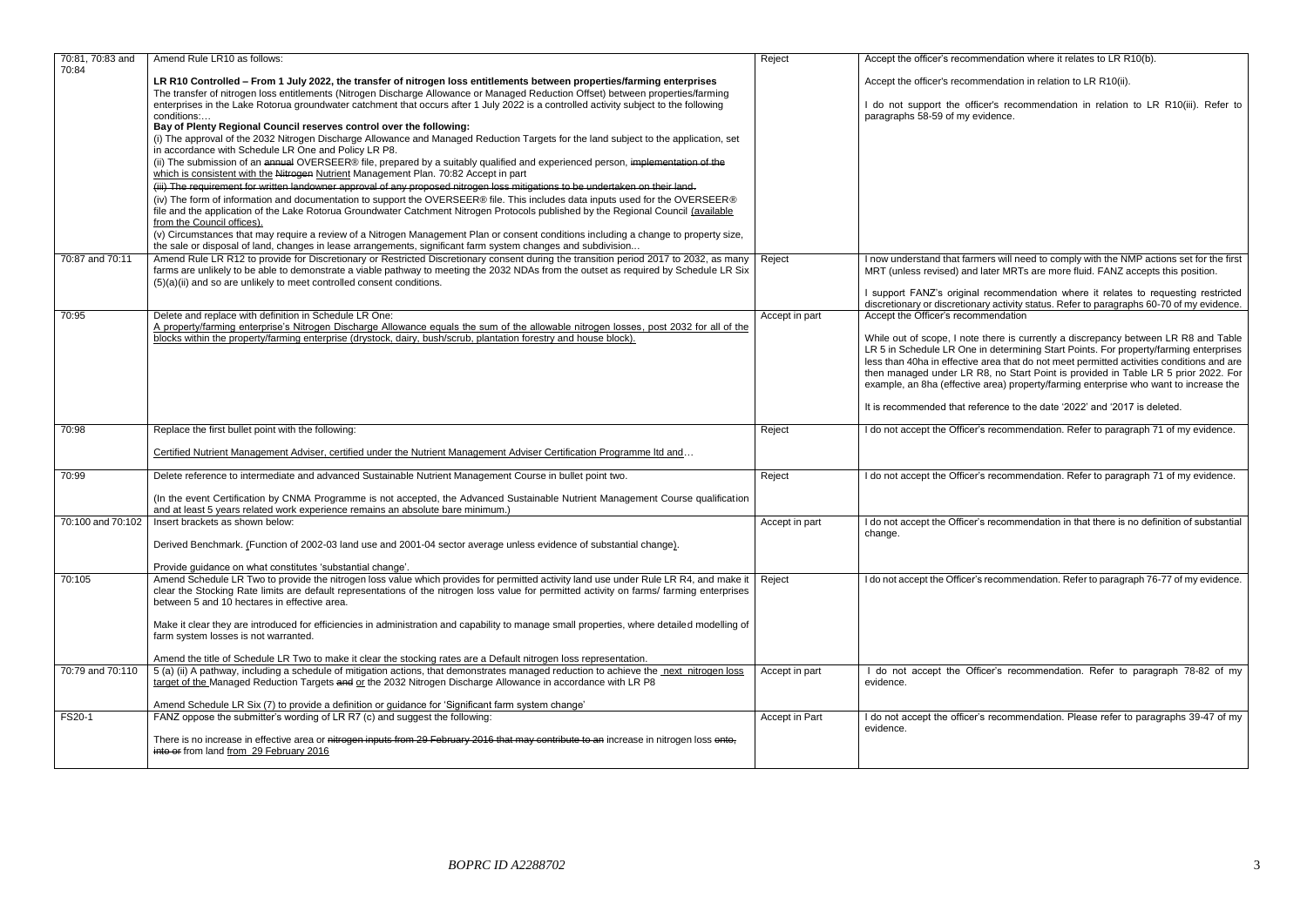| | | | |
|---|---|---|---|
| 70:81, 70:83 and 70:84 | Amend Rule LR10 as follows:<br><br>**LR R10 Controlled – From 1 July 2022, the transfer of nitrogen loss entitlements between properties/farming enterprises**<br>The transfer of nitrogen loss entitlements (Nitrogen Discharge Allowance or Managed Reduction Offset) between properties/farming enterprises in the Lake Rotorua groundwater catchment that occurs after 1 July 2022 is a controlled activity subject to the following conditions:…<br>**Bay of Plenty Regional Council reserves control over the following:**<br>(i) The approval of the 2032 Nitrogen Discharge Allowance and Managed Reduction Targets for the land subject to the application, set in accordance with Schedule LR One and Policy LR P8.<br>(ii) The submission of an ~~annual~~ OVERSEER® file, prepared by a suitably qualified and experienced person, ~~implementation of the~~ which is consistent with the ~~Nitrogen~~ Nutrient Management Plan. 70:82 Accept in part<br>~~(iii) The requirement for written landowner approval of any proposed nitrogen loss mitigations to be undertaken on their land.~~<br>(iv) The form of information and documentation to support the OVERSEER® file. This includes data inputs used for the OVERSEER® file and the application of the Lake Rotorua Groundwater Catchment Nitrogen Protocols published by the Regional Council (available from the Council offices).<br>(v) Circumstances that may require a review of a Nitrogen Management Plan or consent conditions including a change to property size, the sale or disposal of land, changes in lease arrangements, significant farm system changes and subdivision… | Reject | Accept the officer's recommendation where it relates to LR R10(b).<br><br>Accept the officer's recommendation in relation to LR R10(ii).<br><br>I do not support the officer's recommendation in relation to LR R10(iii). Refer to paragraphs 58-59 of my evidence. |
| 70:87 and 70:11 | Amend Rule LR R12 to provide for Discretionary or Restricted Discretionary consent during the transition period 2017 to 2032, as many farms are unlikely to be able to demonstrate a viable pathway to meeting the 2032 NDAs from the outset as required by Schedule LR Six (5)(a)(ii) and so are unlikely to meet controlled consent conditions. | Reject | I now understand that farmers will need to comply with the NMP actions set for the first MRT (unless revised) and later MRTs are more fluid. FANZ accepts this position.<br><br>I support FANZ's original recommendation where it relates to requesting restricted discretionary or discretionary activity status. Refer to paragraphs 60-70 of my evidence. |
| 70:95 | Delete and replace with definition in Schedule LR One:<br>A property/farming enterprise's Nitrogen Discharge Allowance equals the sum of the allowable nitrogen losses, post 2032 for all of the blocks within the property/farming enterprise (drystock, dairy, bush/scrub, plantation forestry and house block). | Accept in part | Accept the Officer's recommendation<br><br>While out of scope, I note there is currently a discrepancy between LR R8 and Table LR 5 in Schedule LR One in determining Start Points. For property/farming enterprises less than 40ha in effective area that do not meet permitted activities conditions and are then managed under LR R8, no Start Point is provided in Table LR 5 prior 2022. For example, an 8ha (effective area) property/farming enterprise who want to increase the<br><br>It is recommended that reference to the date '2022' and '2017 is deleted. |
| 70:98 | Replace the first bullet point with the following:<br><br>Certified Nutrient Management Adviser, certified under the Nutrient Management Adviser Certification Programme ltd and… | Reject | I do not accept the Officer's recommendation. Refer to paragraph 71 of my evidence. |
| 70:99 | Delete reference to intermediate and advanced Sustainable Nutrient Management Course in bullet point two.<br><br>(In the event Certification by CNMA Programme is not accepted, the Advanced Sustainable Nutrient Management Course qualification and at least 5 years related work experience remains an absolute bare minimum.) | Reject | I do not accept the Officer's recommendation. Refer to paragraph 71 of my evidence. |
| 70:100 and 70:102 | Insert brackets as shown below:<br><br>Derived Benchmark. (Function of 2002-03 land use and 2001-04 sector average unless evidence of substantial change).<br><br>Provide guidance on what constitutes 'substantial change'. | Accept in part | I do not accept the Officer's recommendation in that there is no definition of substantial change. |
| 70:105 | Amend Schedule LR Two to provide the nitrogen loss value which provides for permitted activity land use under Rule LR R4, and make it clear the Stocking Rate limits are default representations of the nitrogen loss value for permitted activity on farms/ farming enterprises between 5 and 10 hectares in effective area.<br><br>Make it clear they are introduced for efficiencies in administration and capability to manage small properties, where detailed modelling of farm system losses is not warranted.<br><br>Amend the title of Schedule LR Two to make it clear the stocking rates are a Default nitrogen loss representation. | Reject | I do not accept the Officer's recommendation. Refer to paragraph 76-77 of my evidence. |
| 70:79 and 70:110 | 5 (a) (ii) A pathway, including a schedule of mitigation actions, that demonstrates managed reduction to achieve the next nitrogen loss target of the Managed Reduction Targets ~~and~~ or the 2032 Nitrogen Discharge Allowance in accordance with LR P8<br><br>Amend Schedule LR Six (7) to provide a definition or guidance for 'Significant farm system change' | Accept in part | I do not accept the Officer's recommendation. Refer to paragraph 78-82 of my evidence. |
| FS20-1 | FANZ oppose the submitter's wording of LR R7 (c) and suggest the following:<br><br>There is no increase in effective area or ~~nitrogen inputs from 29 February 2016 that may contribute to an~~ increase in nitrogen loss ~~onto,~~ ~~into or~~ from land from 29 February 2016 | Accept in Part | I do not accept the officer's recommendation. Please refer to paragraphs 39-47 of my evidence. |

*BOPRC ID A2288702*